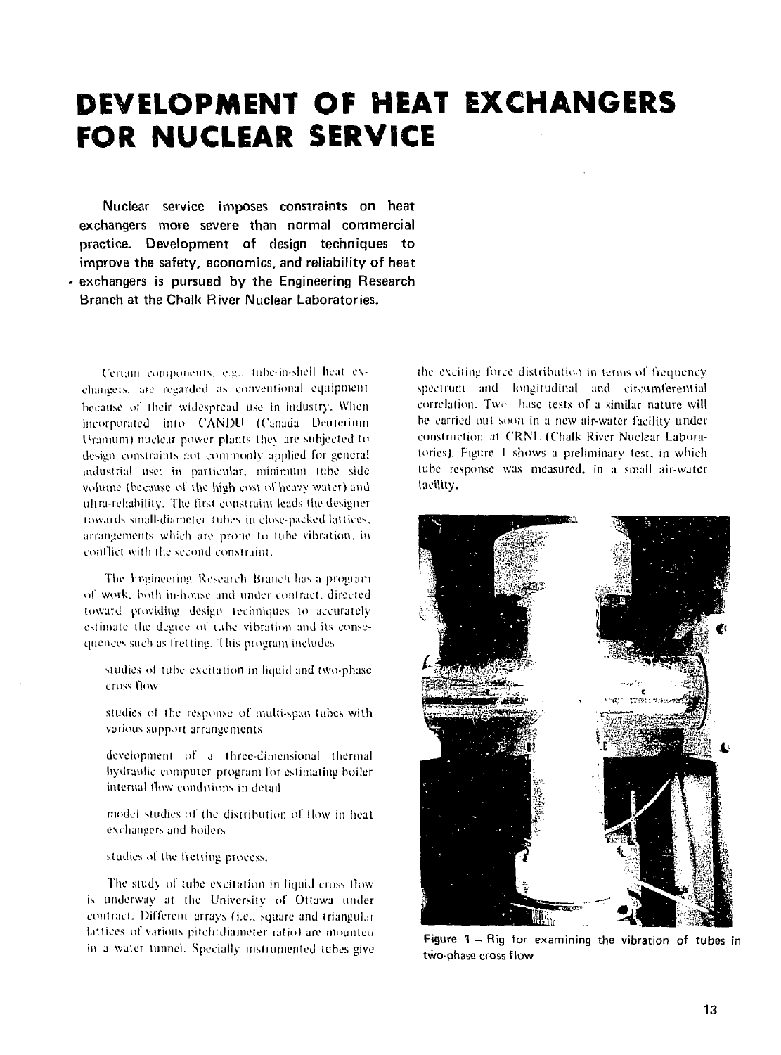# DEVELOPMENT OF HEAT EXCHANGERS FOR NUCLEAR SERVICE

**Nuclear service imposes constraints on heat exchangers more severe than normal commercial practice. Development of design techniques to improve the safety, economics, and reliability of heat exchangers is pursued by the Engineering Research Branch at the Chalk River Nuclear Laboratories.**

Certain components, e.g., tube-in-shell heat exchangers, are regarded as conventional equipment because of their widespread use in industry. When incorporated into CANDU (Canada Deuterium Uranium) nuclear power plants they are subjected to design constraints not commonly applied for general industrial use; in particular, minimum tube side volume (because of the high cost of heavy water) and ultra-reliability. The first constraint leads the designer towards small-diameter tubes in close-packed lattices, arrangements which are prone to tube vibration, in conflict with the second constraint.

The Engineering Research Branch has a program of work, both in-house and under contract, directed toward providing design techniques to accurately estimate the degree of tube vibration and its consequences such as fretting. This program includes

- studies of tube excitation in liquid and two-phase cross flow
- studies of the response of multi-span tubes with various support arrangements
- development of a three-dimensional thermal hydraulic computer program for estimating boiler internal flow conditions in detail
- model studies of the distribution of flow in heat exchangers and boilers
- studies of the fretting process.

The study of tube excitation in liquid cross flow is underway at the University of Ottawa under contract. Different arrays (i.e., square and triangular lattices of various pitch:diameter ratio) are mounted in a water tunnel. Specially instrumented tubes give the exciting force distribution in terms of frequency spectrum and longitudinal and circumferential correlation. Two-phase tests of a similar nature will be carried out soon in a new air-water facility under construction at CRNL (Chalk River Nuclear Laboratories). Figure 1 shows a preliminary test, in which tube response was measured, in a small air-water facility.

**Figure 1** – Rig for examining the vibration of tubes in two-phase cross flow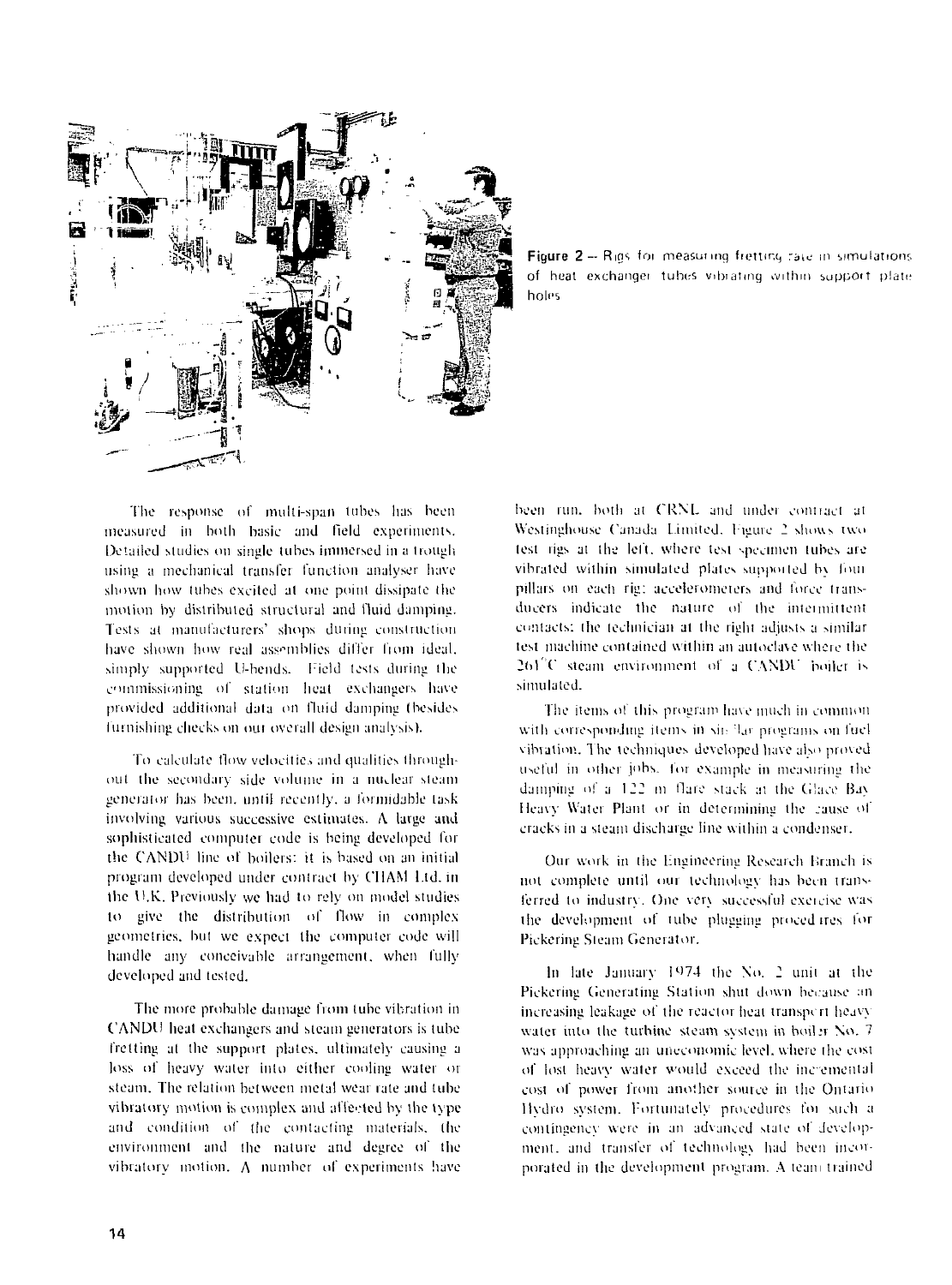Figure 2 — Rigs for measuring fretting rate in simulations of heat exchanger tubes vibrating within support plate holes

The response of multi-span tubes has been measured in both basic and field experiments. Detailed studies on single tubes immersed in a trough using a mechanical transfer function analyser have shown how tubes excited at one point dissipate the motion by distributed structural and fluid damping. Tests at manufacturers' shops during construction have shown how real assemblies differ from ideal, simply supported U-bends. Field tests during the commissioning of station heat exchangers have provided additional data on fluid damping (besides furnishing checks on our overall design analysis).

To calculate flow velocities and qualities throughout the secondary side volume in a nuclear steam generator has been, until recently, a formidable task involving various successive estimates. A large and sophisticated computer code is being developed for the CANDU line of boilers: it is based on an initial program developed under contract by CHAM Ltd. in the U.K. Previously we had to rely on model studies to give the distribution of flow in complex geometries, but we expect the computer code will handle any conceivable arrangement, when fully developed and tested.

The more probable damage from tube vibration in CANDU heat exchangers and steam generators is tube fretting at the support plates, ultimately causing a loss of heavy water into either cooling water or steam. The relation between metal wear rate and tube vibratory motion is complex and affected by the type and condition of the contacting materials, the environment and the nature and degree of the vibratory motion. A number of experiments have been run, both at CRNL and under contract at Westinghouse Canada Limited. Figure 2 shows two test rigs at the left, where test specimen tubes are vibrated within simulated plates supported by four pillars on each rig: accelerometers and force transducers indicate the nature of the intermittent contacts: the technician at the right adjusts a similar test machine contained within an autoclave where the 261°C steam environment of a CANDU boiler is simulated.

The items of this program have much in common with corresponding items in similar programs on fuel vibration. The techniques developed have also proved useful in other jobs, for example in measuring the damping of a 122 m flare stack at the Glace Bay Heavy Water Plant or in determining the cause of cracks in a steam discharge line within a condenser.

Our work in the Engineering Research Branch is not complete until our technology has been transferred to industry. One very successful exercise was the development of tube plugging procedures for Pickering Steam Generator.

In late January 1974 the No. 2 unit at the Pickering Generating Station shut down because an increasing leakage of the reactor heat transport heavy water into the turbine steam system in boiler No. 7 was approaching an uneconomic level, where the cost of lost heavy water would exceed the incremental cost of power from another source in the Ontario Hydro system. Fortunately procedures for such a contingency were in an advanced state of development, and transfer of technology had been incorporated in the development program. A team trained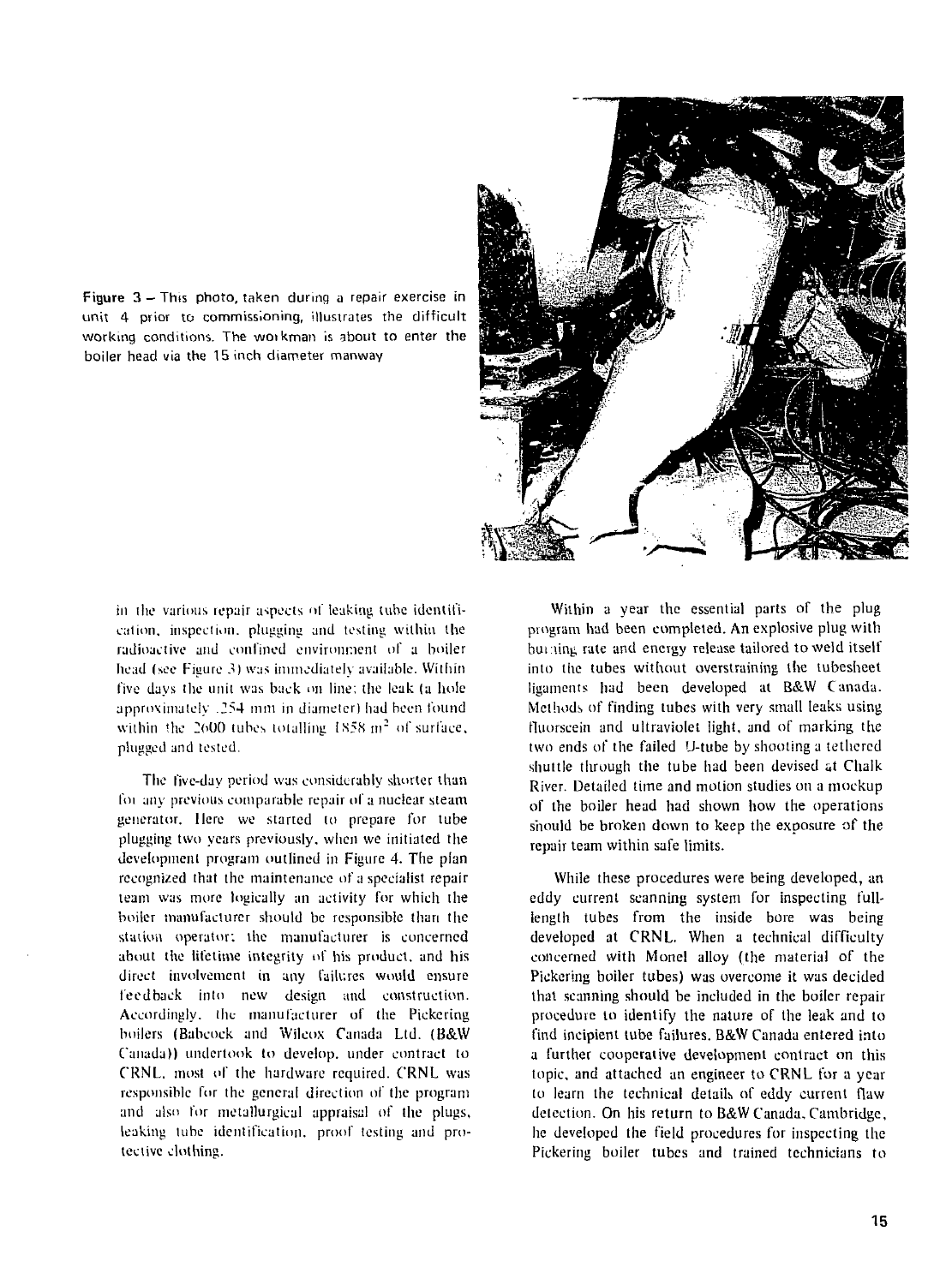Figure 3 – This photo, taken during a repair exercise in unit 4 prior to commissioning, illustrates the difficult working conditions. The workman is about to enter the boiler head via the 15 inch diameter manway

in the various repair aspects of leaking tube identification, inspection, plugging and testing within the radioactive and confined environment of a boiler head (see Figure 3) was immediately available. Within five days the unit was back on line; the leak (a hole approximately .254 mm in diameter) had been found within the 2600 tubes totalling 1858 $m^2$ of surface, plugged and tested.

The five-day period was considerably shorter than for any previous comparable repair of a nuclear steam generator. Here we started to prepare for tube plugging two years previously, when we initiated the development program outlined in Figure 4. The plan recognized that the maintenance of a specialist repair team was more logically an activity for which the boiler manufacturer should be responsible than the station operator; the manufacturer is concerned about the lifetime integrity of his product, and his direct involvement in any failures would ensure feedback into new design and construction. Accordingly, the manufacturer of the Pickering boilers (Babcock and Wilcox Canada Ltd. (B&W Canada)) undertook to develop, under contract to CRNL, most of the hardware required. CRNL was responsible for the general direction of the program and also for metallurgical appraisal of the plugs, leaking tube identification, proof testing and protective clothing.

Within a year the essential parts of the plug program had been completed. An explosive plug with burning rate and energy release tailored to weld itself into the tubes without overstraining the tubesheet ligaments had been developed at B&W Canada. Methods of finding tubes with very small leaks using fluorscein and ultraviolet light, and of marking the two ends of the failed U-tube by shooting a tethered shuttle through the tube had been devised at Chalk River. Detailed time and motion studies on a mockup of the boiler head had shown how the operations should be broken down to keep the exposure of the repair team within safe limits.

While these procedures were being developed, an eddy current scanning system for inspecting full-length tubes from the inside bore was being developed at CRNL. When a technical difficulty concerned with Monel alloy (the material of the Pickering boiler tubes) was overcome it was decided that scanning should be included in the boiler repair procedure to identify the nature of the leak and to find incipient tube failures. B&W Canada entered into a further cooperative development contract on this topic, and attached an engineer to CRNL for a year to learn the technical details of eddy current flaw detection. On his return to B&W Canada, Cambridge, he developed the field procedures for inspecting the Pickering boiler tubes and trained technicians to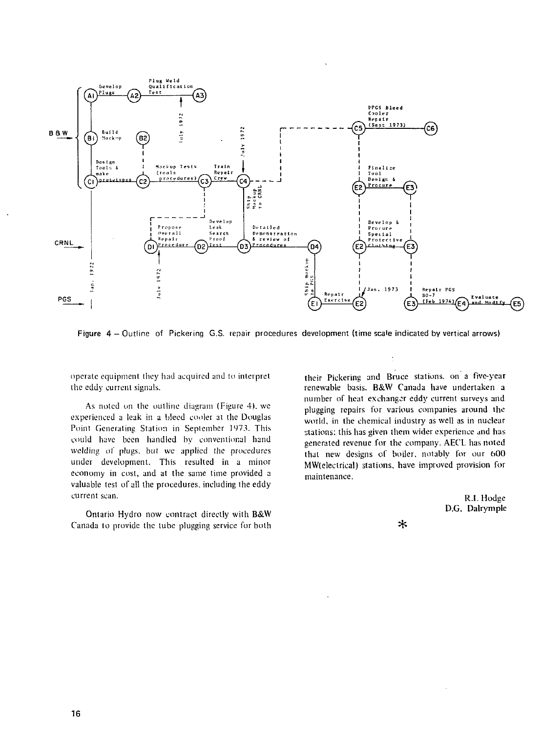B&W

CRNL

PGS

A1 Develop Plugs A2 Plug Weld Qualification Test A3

B1 Build Mockup B2

C1 Design Tools & make prototypes C2 Mockup Tests (tools procedures) C3 Train Repair Crew C4

July 1972

July 1972

Ship Mockup to CRNL

D1 Propose Overall Repair Procedure D2 Develop Leak Search Proof Test D3 Detailed Demonstration & review of Procedures D4

Jan. 1972

July 1972

Ship mockup to PGS

E1 Repair Exercise E2

DPGS Bleed Cooler Repair (Sept 1973) C5 C6

E2 Finalize Tool Design & Procure E3

E2 Develop & Procure Special Protective Clothing E3

Jan. 1973

E3 Repair PGS BO-7 (Feb 1974) E4 Evaluate and Modify E5

Figure 4 – Outline of Pickering G.S. repair procedures development (time scale indicated by vertical arrows)

operate equipment they had acquired and to interpret the eddy current signals.

As noted on the outline diagram (Figure 4), we experienced a leak in a bleed cooler at the Douglas Point Generating Station in September 1973. This could have been handled by conventional hand welding of plugs, but we applied the procedures under development. This resulted in a minor economy in cost, and at the same time provided a valuable test of all the procedures, including the eddy current scan.

Ontario Hydro now contract directly with B&W Canada to provide the tube plugging service for both their Pickering and Bruce stations, on a five-year renewable basis. B&W Canada have undertaken a number of heat exchanger eddy current surveys and plugging repairs for various companies around the world, in the chemical industry as well as in nuclear stations; this has given them wider experience and has generated revenue for the company. AECL has noted that new designs of boiler, notably for our 600 MW(electrical) stations, have improved provision for maintenance.

R.I. Hodge
D.G. Dalrymple

*